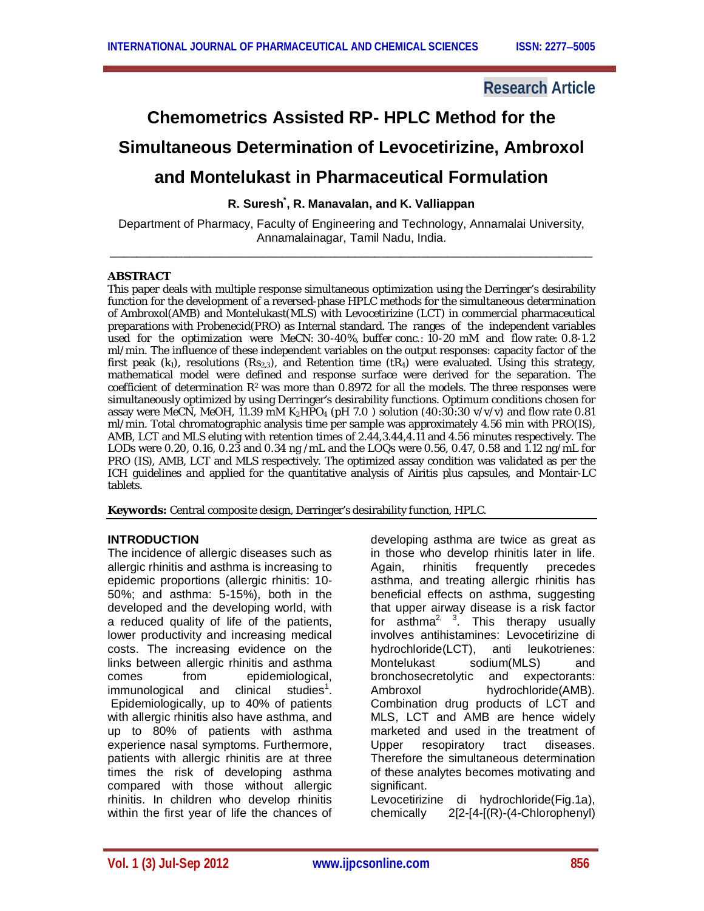**Research Article**

# Chemometrics Assisted RP- HPLC Method for the Simultaneous Determination of Levocetirizine, Ambroxol and Montelukast in Pharmaceutical Formulation

**R. Suresh\*, R. Manavalan, and K. Valliappan**

Department of Pharmacy, Faculty of Engineering and Technology, Annamalai University, Annamalainagar, Tamil Nadu, India.

## ABSTRACT

This paper deals with multiple response simultaneous optimization using the Derringer's desirability function for the development of a reversed-phase HPLC methods for the simultaneous determination of Ambroxol(AMB) and Montelukast(MLS) with Levocetirizine (LCT) in commercial pharmaceutical preparations with Probenecid(PRO) as Internal standard. The ranges of the independent variables used for the optimization were MeCN: 30-40%, buffer conc.: 10-20 mM and flow rate: 0.8-1.2 ml/min. The influence of these independent variables on the output responses: capacity factor of the first peak ($k_1$), resolutions ($Rs_{2,3}$), and Retention time ($tR_4$) were evaluated. Using this strategy, mathematical model were defined and response surface were derived for the separation. The coefficient of determination $R^2$ was more than 0.8972 for all the models. The three responses were simultaneously optimized by using Derringer's desirability functions. Optimum conditions chosen for assay were MeCN, MeOH, 11.39 mM $K_2HPO_4$ (pH 7.0 ) solution (40:30:30 v/v/v) and flow rate 0.81 ml/min. Total chromatographic analysis time per sample was approximately 4.56 min with PRO(IS), AMB, LCT and MLS eluting with retention times of 2.44,3.44,4.11 and 4.56 minutes respectively. The LODs were 0.20, 0.16, 0.23 and 0.34 ng /mL and the LOQs were 0.56, 0.47, 0.58 and 1.12 ng/mL for PRO (IS), AMB, LCT and MLS respectively. The optimized assay condition was validated as per the ICH guidelines and applied for the quantitative analysis of Airitis plus capsules, and Montair-LC tablets.

**Keywords:** Central composite design, Derringer's desirability function, HPLC.

## INTRODUCTION

The incidence of allergic diseases such as allergic rhinitis and asthma is increasing to epidemic proportions (allergic rhinitis: 10-50%; and asthma: 5-15%), both in the developed and the developing world, with a reduced quality of life of the patients, lower productivity and increasing medical costs. The increasing evidence on the links between allergic rhinitis and asthma comes from epidemiological, immunological and clinical studies[1]. Epidemiologically, up to 40% of patients with allergic rhinitis also have asthma, and up to 80% of patients with asthma experience nasal symptoms. Furthermore, patients with allergic rhinitis are at three times the risk of developing asthma compared with those without allergic rhinitis. In children who develop rhinitis within the first year of life the chances of developing asthma are twice as great as in those who develop rhinitis later in life. Again, rhinitis frequently precedes asthma, and treating allergic rhinitis has beneficial effects on asthma, suggesting that upper airway disease is a risk factor for asthma[2, 3]. This therapy usually involves antihistamines: Levocetirizine di hydrochloride(LCT), anti leukotrienes: Montelukast sodium(MLS) and bronchosecretolytic and expectorants: Ambroxol hydrochloride(AMB). Combination drug products of LCT and MLS, LCT and AMB are hence widely marketed and used in the treatment of Upper resopiratory tract diseases. Therefore the simultaneous determination of these analytes becomes motivating and significant.

Levocetirizine di hydrochloride(Fig.1a), chemically 2[2-[4-[(R)-(4-Chlorophenyl)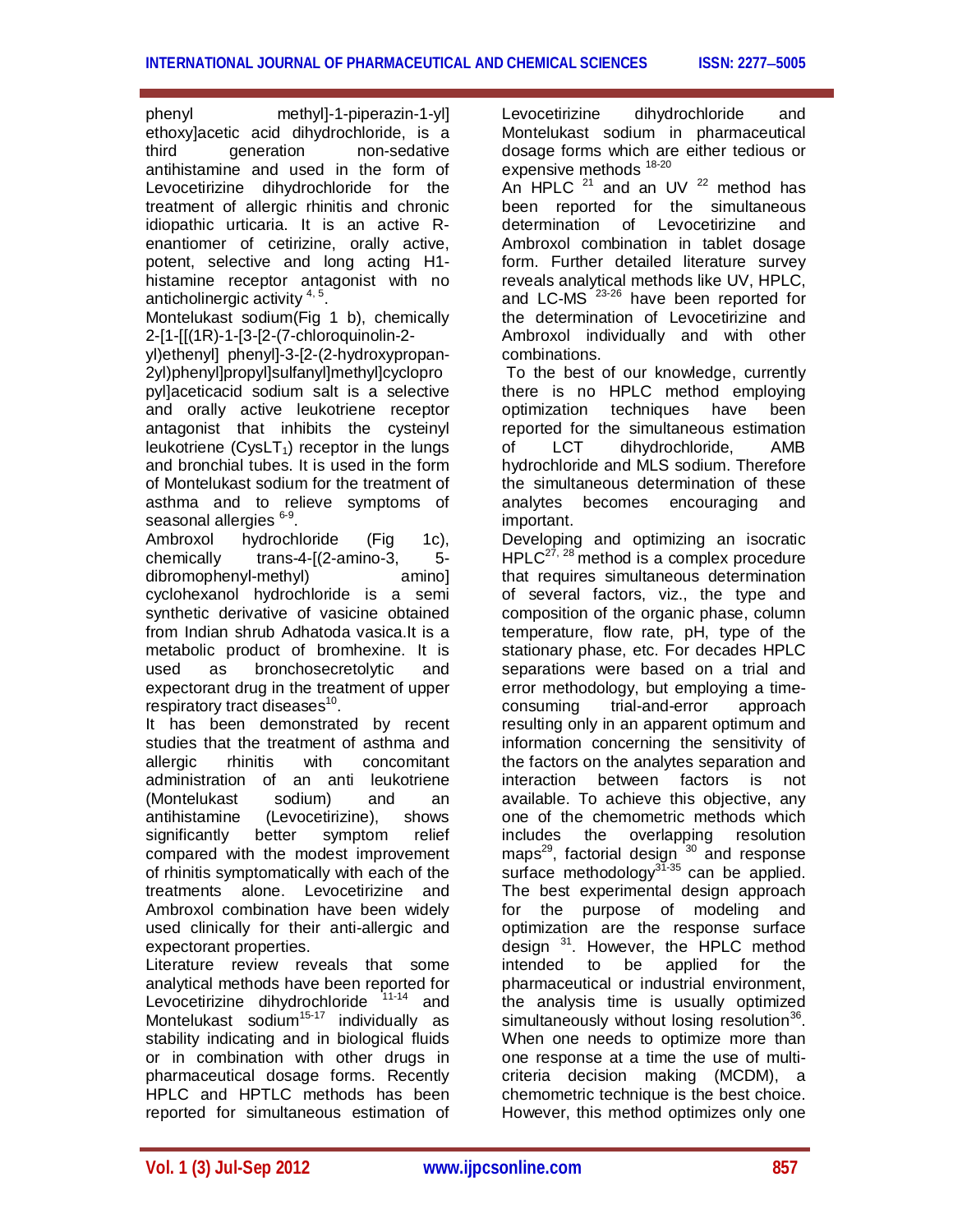phenyl methyl]-1-piperazin-1-yl] ethoxy]acetic acid dihydrochloride, is a third generation non-sedative antihistamine and used in the form of Levocetirizine dihydrochloride for the treatment of allergic rhinitis and chronic idiopathic urticaria. It is an active R-enantiomer of cetirizine, orally active, potent, selective and long acting H1-histamine receptor antagonist with no anticholinergic activity [4, 5].

Montelukast sodium(Fig 1 b), chemically 2-[1-[[(1R)-1-[3-[2-(7-chloroquinolin-2-yl)ethenyl] phenyl]-3-[2-(2-hydroxypropan-2yl)phenyl]propyl]sulfanyl]methyl]cyclopropyl]aceticacid sodium salt is a selective and orally active leukotriene receptor antagonist that inhibits the cysteinyl leukotriene ($CysLT_1$) receptor in the lungs and bronchial tubes. It is used in the form of Montelukast sodium for the treatment of asthma and to relieve symptoms of seasonal allergies [6-9].

Ambroxol hydrochloride (Fig 1c), chemically trans-4-[(2-amino-3, 5-dibromophenyl-methyl) amino] cyclohexanol hydrochloride is a semi synthetic derivative of vasicine obtained from Indian shrub Adhatoda vasica.It is a metabolic product of bromhexine. It is used as bronchosecretolytic and expectorant drug in the treatment of upper respiratory tract diseases[10].

It has been demonstrated by recent studies that the treatment of asthma and allergic rhinitis with concomitant administration of an anti leukotriene (Montelukast sodium) and an antihistamine (Levocetirizine), shows significantly better symptom relief compared with the modest improvement of rhinitis symptomatically with each of the treatments alone. Levocetirizine and Ambroxol combination have been widely used clinically for their anti-allergic and expectorant properties.

Literature review reveals that some analytical methods have been reported for Levocetirizine dihydrochloride [11-14] and Montelukast sodium[15-17] individually as stability indicating and in biological fluids or in combination with other drugs in pharmaceutical dosage forms. Recently HPLC and HPTLC methods has been reported for simultaneous estimation of Levocetirizine dihydrochloride and Montelukast sodium in pharmaceutical dosage forms which are either tedious or expensive methods [18-20]

An HPLC [21] and an UV [22] method has been reported for the simultaneous determination of Levocetirizine and Ambroxol combination in tablet dosage form. Further detailed literature survey reveals analytical methods like UV, HPLC, and LC-MS [23-26] have been reported for the determination of Levocetirizine and Ambroxol individually and with other combinations.

To the best of our knowledge, currently there is no HPLC method employing optimization techniques have been reported for the simultaneous estimation of LCT dihydrochloride, AMB hydrochloride and MLS sodium. Therefore the simultaneous determination of these analytes becomes encouraging and important.

Developing and optimizing an isocratic HPLC[27, 28] method is a complex procedure that requires simultaneous determination of several factors, viz., the type and composition of the organic phase, column temperature, flow rate, pH, type of the stationary phase, etc. For decades HPLC separations were based on a trial and error methodology, but employing a time-consuming trial-and-error approach resulting only in an apparent optimum and information concerning the sensitivity of the factors on the analytes separation and interaction between factors is not available. To achieve this objective, any one of the chemometric methods which includes the overlapping resolution maps[29], factorial design [30] and response surface methodology[31-35] can be applied. The best experimental design approach for the purpose of modeling and optimization are the response surface design [31]. However, the HPLC method intended to be applied for the pharmaceutical or industrial environment, the analysis time is usually optimized simultaneously without losing resolution[36]. When one needs to optimize more than one response at a time the use of multi-criteria decision making (MCDM), a chemometric technique is the best choice. However, this method optimizes only one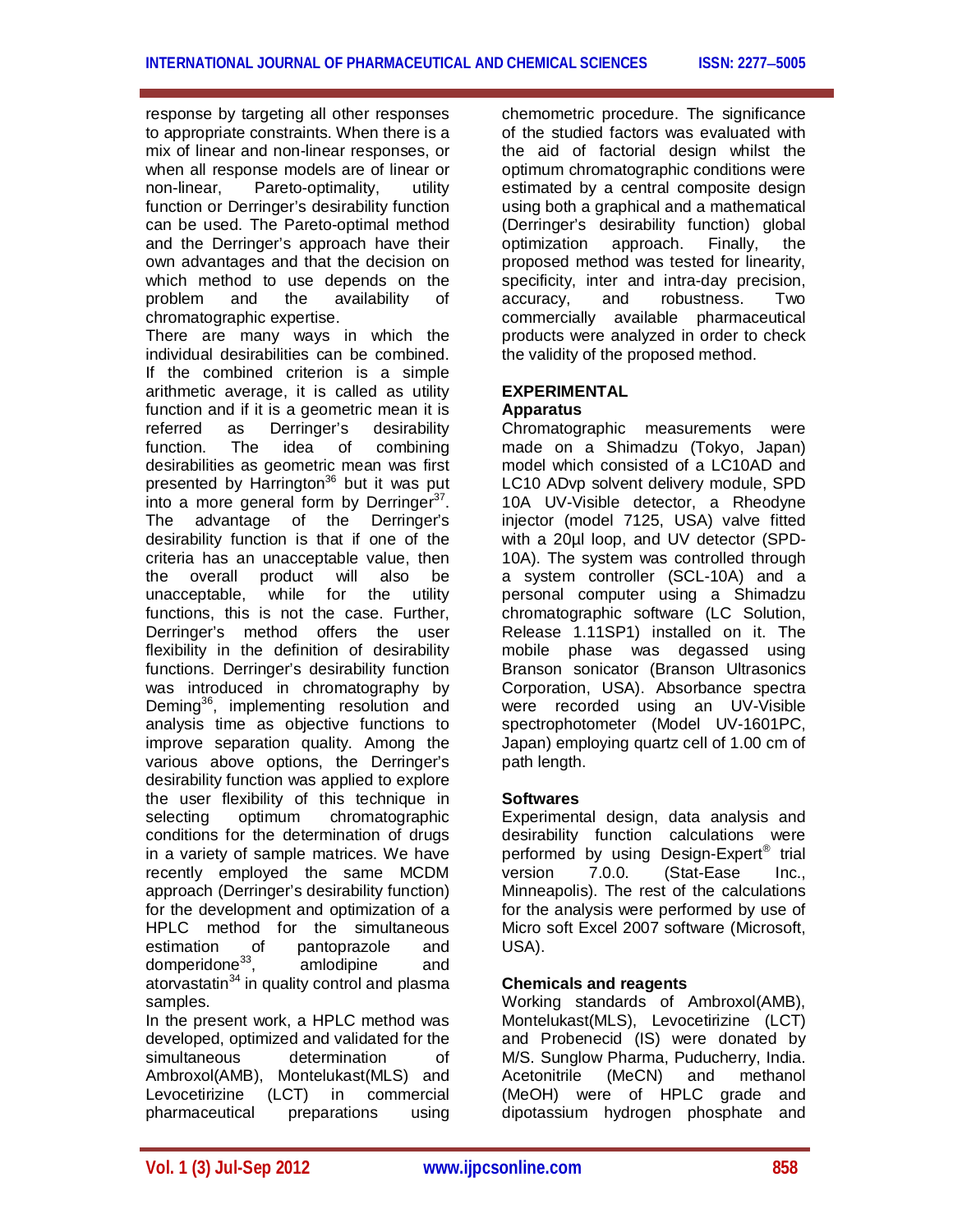response by targeting all other responses to appropriate constraints. When there is a mix of linear and non-linear responses, or when all response models are of linear or non-linear, Pareto-optimality, utility function or Derringer's desirability function can be used. The Pareto-optimal method and the Derringer's approach have their own advantages and that the decision on which method to use depends on the problem and the availability of chromatographic expertise.

There are many ways in which the individual desirabilities can be combined. If the combined criterion is a simple arithmetic average, it is called as utility function and if it is a geometric mean it is referred as Derringer's desirability function. The idea of combining desirabilities as geometric mean was first presented by Harrington[36] but it was put into a more general form by Derringer[37]. The advantage of the Derringer's desirability function is that if one of the criteria has an unacceptable value, then the overall product will also be unacceptable, while for the utility functions, this is not the case. Further, Derringer's method offers the user flexibility in the definition of desirability functions. Derringer's desirability function was introduced in chromatography by Deming[36], implementing resolution and analysis time as objective functions to improve separation quality. Among the various above options, the Derringer's desirability function was applied to explore the user flexibility of this technique in selecting optimum chromatographic conditions for the determination of drugs in a variety of sample matrices. We have recently employed the same MCDM approach (Derringer's desirability function) for the development and optimization of a HPLC method for the simultaneous estimation of pantoprazole and domperidone[33], amlodipine and atorvastatin[34] in quality control and plasma samples.

In the present work, a HPLC method was developed, optimized and validated for the simultaneous determination of Ambroxol(AMB), Montelukast(MLS) and Levocetirizine (LCT) in commercial pharmaceutical preparations using chemometric procedure. The significance of the studied factors was evaluated with the aid of factorial design whilst the optimum chromatographic conditions were estimated by a central composite design using both a graphical and a mathematical (Derringer's desirability function) global optimization approach. Finally, the proposed method was tested for linearity, specificity, inter and intra-day precision, accuracy, and robustness. Two commercially available pharmaceutical products were analyzed in order to check the validity of the proposed method.

## EXPERIMENTAL

### Apparatus

Chromatographic measurements were made on a Shimadzu (Tokyo, Japan) model which consisted of a LC10AD and LC10 ADvp solvent delivery module, SPD 10A UV-Visible detector, a Rheodyne injector (model 7125, USA) valve fitted with a 20µl loop, and UV detector (SPD-10A). The system was controlled through a system controller (SCL-10A) and a personal computer using a Shimadzu chromatographic software (LC Solution, Release 1.11SP1) installed on it. The mobile phase was degassed using Branson sonicator (Branson Ultrasonics Corporation, USA). Absorbance spectra were recorded using an UV-Visible spectrophotometer (Model UV-1601PC, Japan) employing quartz cell of 1.00 cm of path length.

### Softwares

Experimental design, data analysis and desirability function calculations were performed by using Design-Expert® trial version 7.0.0. (Stat-Ease Inc., Minneapolis). The rest of the calculations for the analysis were performed by use of Micro soft Excel 2007 software (Microsoft, USA).

### Chemicals and reagents

Working standards of Ambroxol(AMB), Montelukast(MLS), Levocetirizine (LCT) and Probenecid (IS) were donated by M/S. Sunglow Pharma, Puducherry, India. Acetonitrile (MeCN) and methanol (MeOH) were of HPLC grade and dipotassium hydrogen phosphate and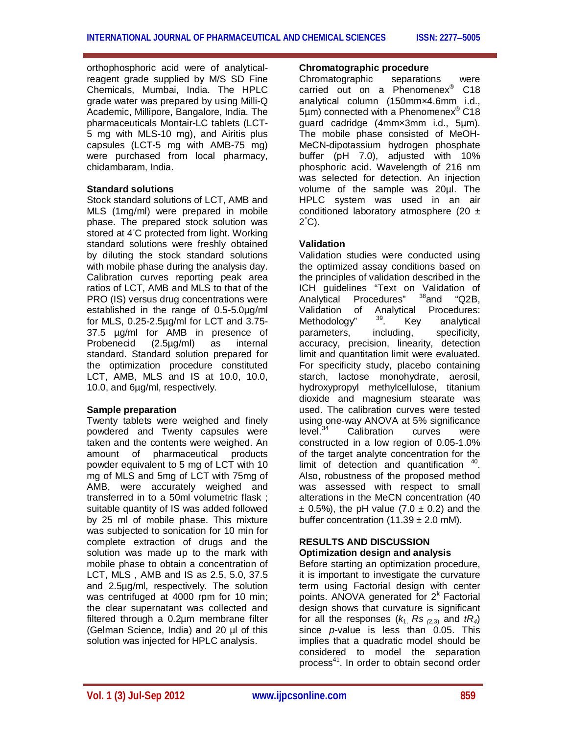orthophosphoric acid were of analytical-reagent grade supplied by M/S SD Fine Chemicals, Mumbai, India. The HPLC grade water was prepared by using Milli-Q Academic, Millipore, Bangalore, India. The pharmaceuticals Montair-LC tablets (LCT-5 mg with MLS-10 mg), and Airitis plus capsules (LCT-5 mg with AMB-75 mg) were purchased from local pharmacy, chidambaram, India.

### Standard solutions

Stock standard solutions of LCT, AMB and MLS (1mg/ml) were prepared in mobile phase. The prepared stock solution was stored at 4°C protected from light. Working standard solutions were freshly obtained by diluting the stock standard solutions with mobile phase during the analysis day. Calibration curves reporting peak area ratios of LCT, AMB and MLS to that of the PRO (IS) versus drug concentrations were established in the range of 0.5-5.0µg/ml for MLS, 0.25-2.5µg/ml for LCT and 3.75-37.5 µg/ml for AMB in presence of Probenecid (2.5µg/ml) as internal standard. Standard solution prepared for the optimization procedure constituted LCT, AMB, MLS and IS at 10.0, 10.0, 10.0, and 6µg/ml, respectively.

### Sample preparation

Twenty tablets were weighed and finely powdered and Twenty capsules were taken and the contents were weighed. An amount of pharmaceutical products powder equivalent to 5 mg of LCT with 10 mg of MLS and 5mg of LCT with 75mg of AMB, were accurately weighed and transferred in to a 50ml volumetric flask ; suitable quantity of IS was added followed by 25 ml of mobile phase. This mixture was subjected to sonication for 10 min for complete extraction of drugs and the solution was made up to the mark with mobile phase to obtain a concentration of LCT, MLS , AMB and IS as 2.5, 5.0, 37.5 and 2.5µg/ml, respectively. The solution was centrifuged at 4000 rpm for 10 min; the clear supernatant was collected and filtered through a 0.2µm membrane filter (Gelman Science, India) and 20 µl of this solution was injected for HPLC analysis.

### Chromatographic procedure

Chromatographic separations were carried out on a Phenomenex® C18 analytical column (150mm×4.6mm i.d., 5µm) connected with a Phenomenex® C18 guard cadridge (4mm×3mm i.d., 5µm). The mobile phase consisted of MeOH-MeCN-dipotassium hydrogen phosphate buffer (pH 7.0), adjusted with 10% phosphoric acid. Wavelength of 216 nm was selected for detection. An injection volume of the sample was 20µl. The HPLC system was used in an air conditioned laboratory atmosphere (20 ± 2°C).

### Validation

Validation studies were conducted using the optimized assay conditions based on the principles of validation described in the ICH guidelines "Text on Validation of Analytical Procedures" [38] and "Q2B, Validation of Analytical Procedures: Methodology" [39]. Key analytical parameters, including, specificity, accuracy, precision, linearity, detection limit and quantitation limit were evaluated. For specificity study, placebo containing starch, lactose monohydrate, aerosil, hydroxypropyl methylcellulose, titanium dioxide and magnesium stearate was used. The calibration curves were tested using one-way ANOVA at 5% significance level.[34] Calibration curves were constructed in a low region of 0.05-1.0% of the target analyte concentration for the limit of detection and quantification [40]. Also, robustness of the proposed method was assessed with respect to small alterations in the MeCN concentration (40 ± 0.5%), the pH value (7.0 ± 0.2) and the buffer concentration (11.39 ± 2.0 mM).

## RESULTS AND DISCUSSION

### Optimization design and analysis

Before starting an optimization procedure, it is important to investigate the curvature term using Factorial design with center points. ANOVA generated for $2^k$ Factorial design shows that curvature is significant for all the responses ($k_1$, $Rs_{(2,3)}$ and $tR_4$) since $p$-value is less than 0.05. This implies that a quadratic model should be considered to model the separation process[41]. In order to obtain second order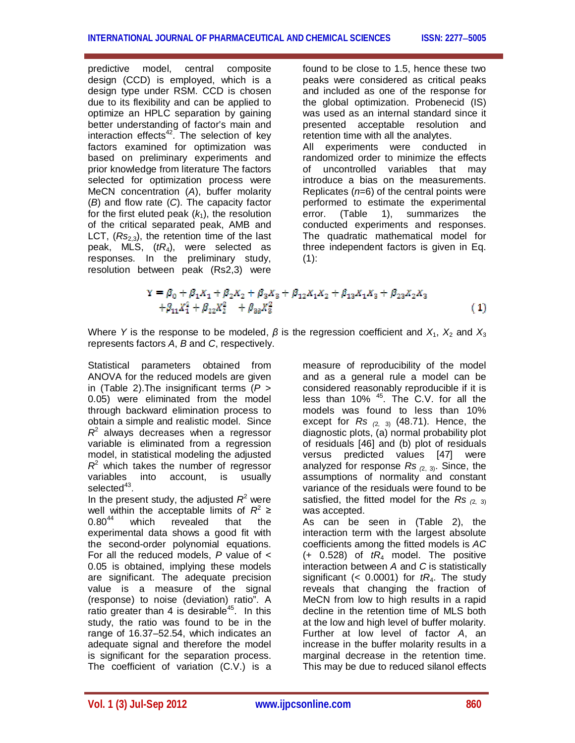predictive model, central composite design (CCD) is employed, which is a design type under RSM. CCD is chosen due to its flexibility and can be applied to optimize an HPLC separation by gaining better understanding of factor's main and interaction effects[42]. The selection of key factors examined for optimization was based on preliminary experiments and prior knowledge from literature The factors selected for optimization process were MeCN concentration (*A*), buffer molarity (*B*) and flow rate (*C*). The capacity factor for the first eluted peak ($k_1$), the resolution of the critical separated peak, AMB and LCT, ($Rs_{2,3}$), the retention time of the last peak, MLS, ($tR_4$), were selected as responses. In the preliminary study, resolution between peak (Rs2,3) were found to be close to 1.5, hence these two peaks were considered as critical peaks and included as one of the response for the global optimization. Probenecid (IS) was used as an internal standard since it presented acceptable resolution and retention time with all the analytes.

All experiments were conducted in randomized order to minimize the effects of uncontrolled variables that may introduce a bias on the measurements. Replicates (*n*=6) of the central points were performed to estimate the experimental error. (Table 1), summarizes the conducted experiments and responses. The quadratic mathematical model for three independent factors is given in Eq. (1):

$$Y = \beta_0 + \beta_1 X_1 + \beta_2 X_2 + \beta_3 X_3 + \beta_{12} X_1 X_2 + \beta_{13} X_1 X_3 + \beta_{23} X_2 X_3 + \beta_{11} X_1^2 + \beta_{22} X_2^2 + \beta_{33} X_3^2 \quad (1)$$

Where *Y* is the response to be modeled, $\beta$ is the regression coefficient and $X_1$, $X_2$ and $X_3$ represents factors *A*, *B* and *C*, respectively.

Statistical parameters obtained from ANOVA for the reduced models are given in (Table 2).The insignificant terms ($P > 0.05$) were eliminated from the model through backward elimination process to obtain a simple and realistic model. Since $R^2$ always decreases when a regressor variable is eliminated from a regression model, in statistical modeling the adjusted $R^2$ which takes the number of regressor variables into account, is usually selected[43].

In the present study, the adjusted $R^2$ were well within the acceptable limits of $R^2 \geq 0.80$[44] which revealed that the experimental data shows a good fit with the second-order polynomial equations. For all the reduced models, *P* value of < 0.05 is obtained, implying these models are significant. The adequate precision value is a measure of the signal (response) to noise (deviation) ratio". A ratio greater than 4 is desirable[45]. In this study, the ratio was found to be in the range of 16.37–52.54, which indicates an adequate signal and therefore the model is significant for the separation process. The coefficient of variation (C.V.) is a measure of reproducibility of the model and as a general rule a model can be considered reasonably reproducible if it is less than 10% [45]. The C.V. for all the models was found to less than 10% except for $Rs_{(2,\ 3)}$ (48.71). Hence, the diagnostic plots, (a) normal probability plot of residuals [46] and (b) plot of residuals versus predicted values [47] were analyzed for response $Rs_{(2,\ 3)}$. Since, the assumptions of normality and constant variance of the residuals were found to be satisfied, the fitted model for the $Rs_{(2,\ 3)}$ was accepted.

As can be seen in (Table 2), the interaction term with the largest absolute coefficients among the fitted models is *AC* (+ 0.528) of $tR_4$ model. The positive interaction between *A* and *C* is statistically significant (< 0.0001) for $tR_4$. The study reveals that changing the fraction of MeCN from low to high results in a rapid decline in the retention time of MLS both at the low and high level of buffer molarity. Further at low level of factor *A*, an increase in the buffer molarity results in a marginal decrease in the retention time. This may be due to reduced silanol effects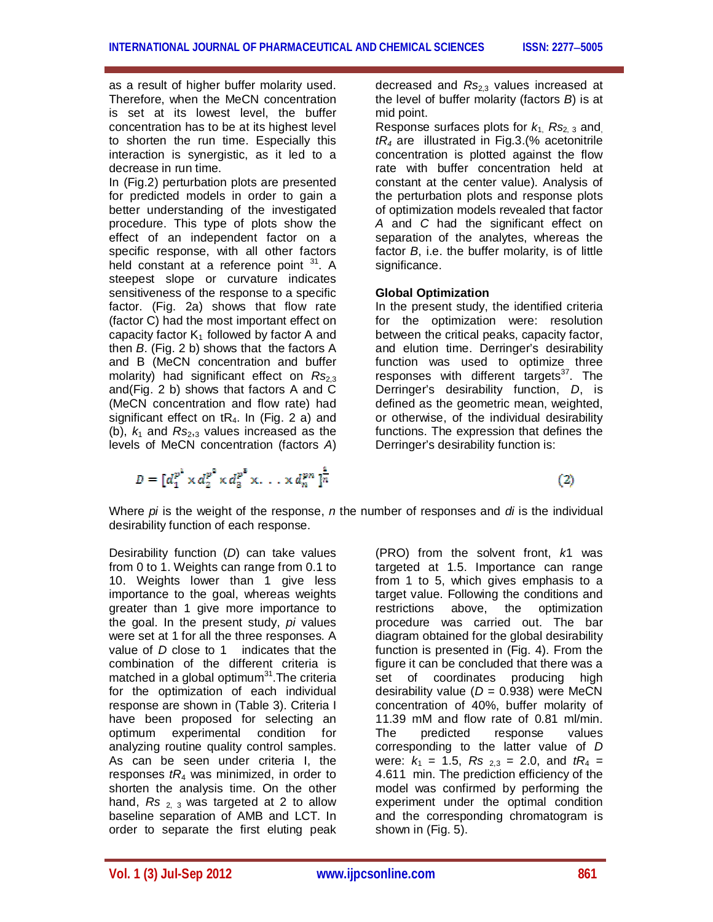as a result of higher buffer molarity used. Therefore, when the MeCN concentration is set at its lowest level, the buffer concentration has to be at its highest level to shorten the run time. Especially this interaction is synergistic, as it led to a decrease in run time.

In (Fig.2) perturbation plots are presented for predicted models in order to gain a better understanding of the investigated procedure. This type of plots show the effect of an independent factor on a specific response, with all other factors held constant at a reference point [31]. A steepest slope or curvature indicates sensitiveness of the response to a specific factor. (Fig. 2a) shows that flow rate (factor C) had the most important effect on capacity factor $K_1$ followed by factor A and then *B*. (Fig. 2 b) shows that the factors A and B (MeCN concentration and buffer molarity) had significant effect on $Rs_{2,3}$ and(Fig. 2 b) shows that factors A and C (MeCN concentration and flow rate) had significant effect on $tR_4$. In (Fig. 2 a) and (b), $k_1$ and $Rs_{2,3}$ values increased as the levels of MeCN concentration (factors *A*) decreased and $Rs_{2,3}$ values increased at the level of buffer molarity (factors *B*) is at mid point.

Response surfaces plots for $k_1$, $Rs_{2,3}$ and, $tR_4$ are illustrated in Fig.3.(% acetonitrile concentration is plotted against the flow rate with buffer concentration held at constant at the center value). Analysis of the perturbation plots and response plots of optimization models revealed that factor *A* and *C* had the significant effect on separation of the analytes, whereas the factor *B*, i.e. the buffer molarity, is of little significance.

**Global Optimization**

In the present study, the identified criteria for the optimization were: resolution between the critical peaks, capacity factor, and elution time. Derringer's desirability function was used to optimize three responses with different targets[37]. The Derringer's desirability function, *D*, is defined as the geometric mean, weighted, or otherwise, of the individual desirability functions. The expression that defines the Derringer's desirability function is:

$$D = [d_1^{p^1} \times d_2^{p^2} \times d_3^{p^3} \times . . . \times d_n^{pn}]^{\frac{1}{n}} \quad (2)$$

Where *pi* is the weight of the response, *n* the number of responses and *di* is the individual desirability function of each response.

Desirability function (*D*) can take values from 0 to 1. Weights can range from 0.1 to 10. Weights lower than 1 give less importance to the goal, whereas weights greater than 1 give more importance to the goal. In the present study, *pi* values were set at 1 for all the three responses. A value of *D* close to 1 indicates that the combination of the different criteria is matched in a global optimum[31].The criteria for the optimization of each individual response are shown in (Table 3). Criteria I have been proposed for selecting an optimum experimental condition for analyzing routine quality control samples. As can be seen under criteria I, the responses $tR_4$ was minimized, in order to shorten the analysis time. On the other hand, $Rs_{2,3}$ was targeted at 2 to allow baseline separation of AMB and LCT. In order to separate the first eluting peak (PRO) from the solvent front, *k*1 was targeted at 1.5. Importance can range from 1 to 5, which gives emphasis to a target value. Following the conditions and restrictions above, the optimization procedure was carried out. The bar diagram obtained for the global desirability function is presented in (Fig. 4). From the figure it can be concluded that there was a set of coordinates producing high desirability value (*D* = 0.938) were MeCN concentration of 40%, buffer molarity of 11.39 mM and flow rate of 0.81 ml/min. The predicted response values corresponding to the latter value of *D* were: $k_1$ = 1.5, $Rs_{2,3}$ = 2.0, and $tR_4$ = 4.611 min. The prediction efficiency of the model was confirmed by performing the experiment under the optimal condition and the corresponding chromatogram is shown in (Fig. 5).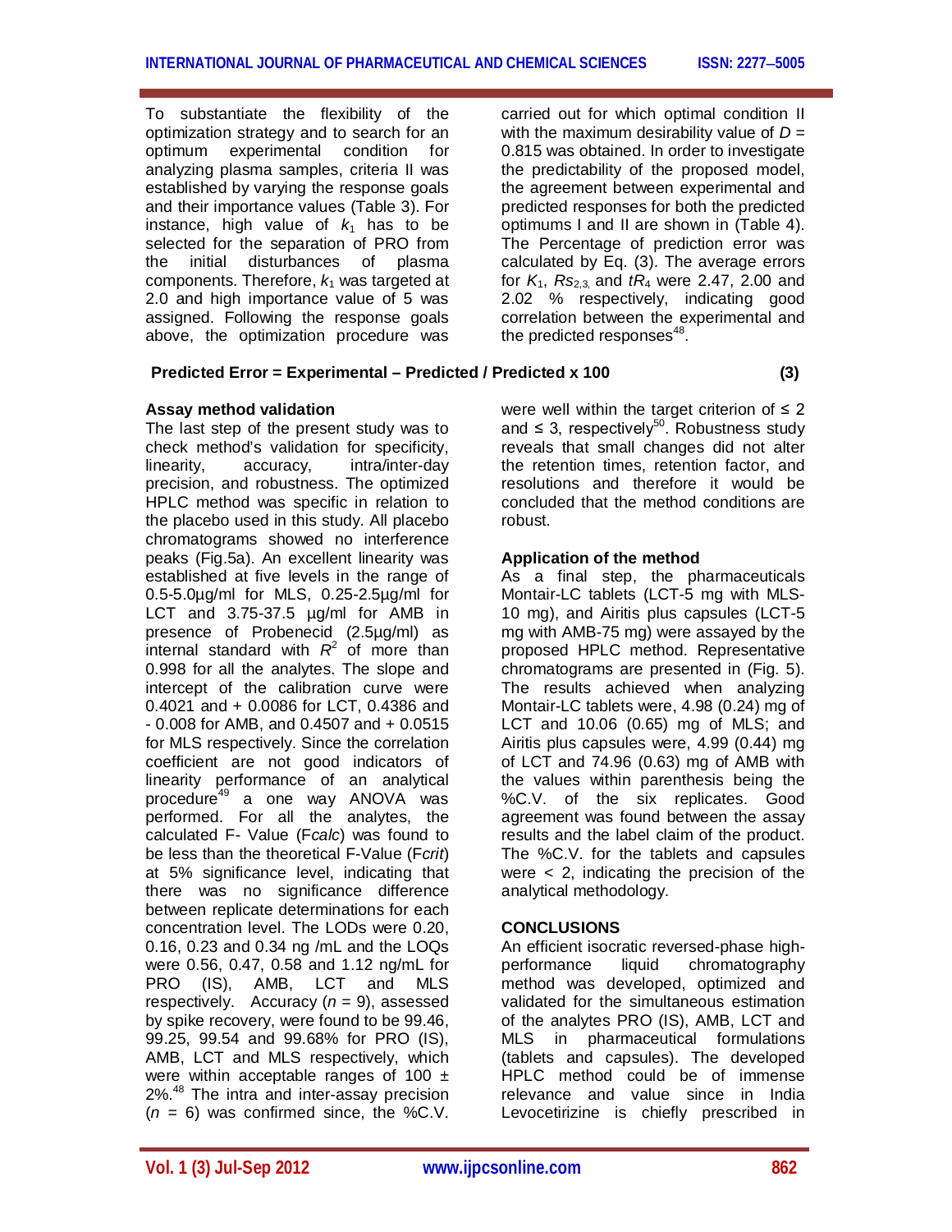To substantiate the flexibility of the optimization strategy and to search for an optimum experimental condition for analyzing plasma samples, criteria II was established by varying the response goals and their importance values (Table 3). For instance, high value of $k_1$ has to be selected for the separation of PRO from the initial disturbances of plasma components. Therefore, $k_1$ was targeted at 2.0 and high importance value of 5 was assigned. Following the response goals above, the optimization procedure was carried out for which optimal condition II with the maximum desirability value of $D$ = 0.815 was obtained. In order to investigate the predictability of the proposed model, the agreement between experimental and predicted responses for both the predicted optimums I and II are shown in (Table 4). The Percentage of prediction error was calculated by Eq. (3). The average errors for $K_1$, $Rs_{2,3,}$ and $tR_4$ were 2.47, 2.00 and 2.02 % respectively, indicating good correlation between the experimental and the predicted responses[48].

**Predicted Error = Experimental – Predicted / Predicted x 100 (3)**

### Assay method validation

The last step of the present study was to check method's validation for specificity, linearity, accuracy, intra/inter-day precision, and robustness. The optimized HPLC method was specific in relation to the placebo used in this study. All placebo chromatograms showed no interference peaks (Fig.5a). An excellent linearity was established at five levels in the range of 0.5-5.0µg/ml for MLS, 0.25-2.5µg/ml for LCT and 3.75-37.5 µg/ml for AMB in presence of Probenecid (2.5µg/ml) as internal standard with $R^2$ of more than 0.998 for all the analytes. The slope and intercept of the calibration curve were 0.4021 and + 0.0086 for LCT, 0.4386 and - 0.008 for AMB, and 0.4507 and + 0.0515 for MLS respectively. Since the correlation coefficient are not good indicators of linearity performance of an analytical procedure[49] a one way ANOVA was performed. For all the analytes, the calculated F- Value ($F_{calc}$) was found to be less than the theoretical F-Value ($F_{crit}$) at 5% significance level, indicating that there was no significance difference between replicate determinations for each concentration level. The LODs were 0.20, 0.16, 0.23 and 0.34 ng /mL and the LOQs were 0.56, 0.47, 0.58 and 1.12 ng/mL for PRO (IS), AMB, LCT and MLS respectively. Accuracy ($n$ = 9), assessed by spike recovery, were found to be 99.46, 99.25, 99.54 and 99.68% for PRO (IS), AMB, LCT and MLS respectively, which were within acceptable ranges of 100 ± 2%.[48] The intra and inter-assay precision ($n$ = 6) was confirmed since, the %C.V. were well within the target criterion of ≤ 2 and ≤ 3, respectively[50]. Robustness study reveals that small changes did not alter the retention times, retention factor, and resolutions and therefore it would be concluded that the method conditions are robust.

### Application of the method

As a final step, the pharmaceuticals Montair-LC tablets (LCT-5 mg with MLS-10 mg), and Airitis plus capsules (LCT-5 mg with AMB-75 mg) were assayed by the proposed HPLC method. Representative chromatograms are presented in (Fig. 5). The results achieved when analyzing Montair-LC tablets were, 4.98 (0.24) mg of LCT and 10.06 (0.65) mg of MLS; and Airitis plus capsules were, 4.99 (0.44) mg of LCT and 74.96 (0.63) mg of AMB with the values within parenthesis being the %C.V. of the six replicates. Good agreement was found between the assay results and the label claim of the product. The %C.V. for the tablets and capsules were < 2, indicating the precision of the analytical methodology.

## CONCLUSIONS

An efficient isocratic reversed-phase high-performance liquid chromatography method was developed, optimized and validated for the simultaneous estimation of the analytes PRO (IS), AMB, LCT and MLS in pharmaceutical formulations (tablets and capsules). The developed HPLC method could be of immense relevance and value since in India Levocetirizine is chiefly prescribed in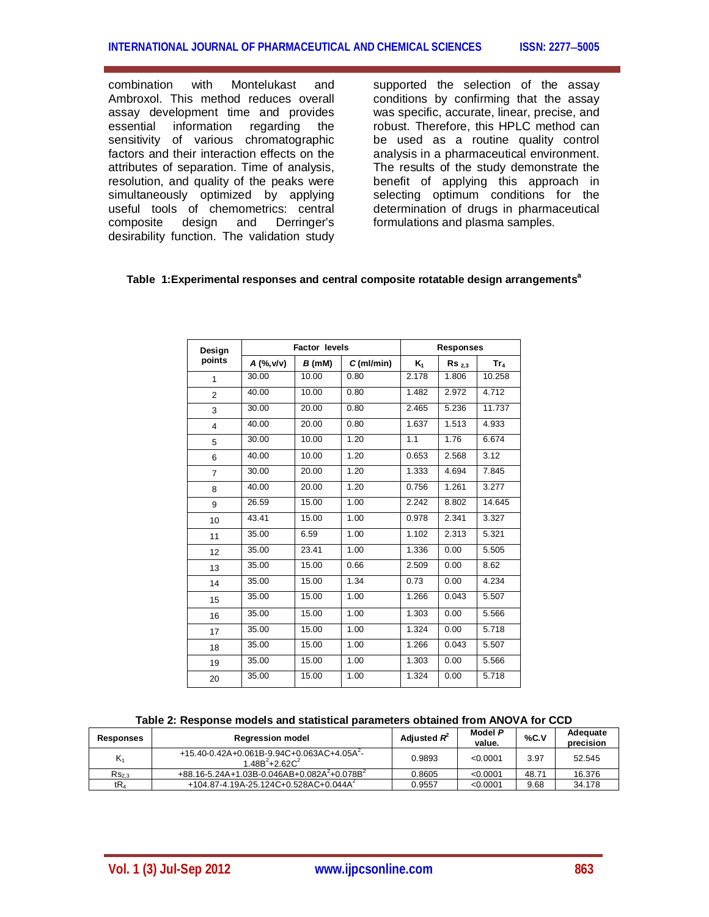combination with Montelukast and Ambroxol. This method reduces overall assay development time and provides essential information regarding the sensitivity of various chromatographic factors and their interaction effects on the attributes of separation. Time of analysis, resolution, and quality of the peaks were simultaneously optimized by applying useful tools of chemometrics: central composite design and Derringer's desirability function. The validation study supported the selection of the assay conditions by confirming that the assay was specific, accurate, linear, precise, and robust. Therefore, this HPLC method can be used as a routine quality control analysis in a pharmaceutical environment. The results of the study demonstrate the benefit of applying this approach in selecting optimum conditions for the determination of drugs in pharmaceutical formulations and plasma samples.

**Table 1:Experimental responses and central composite rotatable design arrangements[a]**

| Design points | Factor levels | | | Responses | | |
|---|---|---|---|---|---|---|
| | *A* (%,v/v) | *B* (mM) | *C* (ml/min) | $K_1$ | $Rs_{2,3}$ | $Tr_4$ |
| 1 | 30.00 | 10.00 | 0.80 | 2.178 | 1.806 | 10.258 |
| 2 | 40.00 | 10.00 | 0.80 | 1.482 | 2.972 | 4.712 |
| 3 | 30.00 | 20.00 | 0.80 | 2.465 | 5.236 | 11.737 |
| 4 | 40.00 | 20.00 | 0.80 | 1.637 | 1.513 | 4.933 |
| 5 | 30.00 | 10.00 | 1.20 | 1.1 | 1.76 | 6.674 |
| 6 | 40.00 | 10.00 | 1.20 | 0.653 | 2.568 | 3.12 |
| 7 | 30.00 | 20.00 | 1.20 | 1.333 | 4.694 | 7.845 |
| 8 | 40.00 | 20.00 | 1.20 | 0.756 | 1.261 | 3.277 |
| 9 | 26.59 | 15.00 | 1.00 | 2.242 | 8.802 | 14.645 |
| 10 | 43.41 | 15.00 | 1.00 | 0.978 | 2.341 | 3.327 |
| 11 | 35.00 | 6.59 | 1.00 | 1.102 | 2.313 | 5.321 |
| 12 | 35.00 | 23.41 | 1.00 | 1.336 | 0.00 | 5.505 |
| 13 | 35.00 | 15.00 | 0.66 | 2.509 | 0.00 | 8.62 |
| 14 | 35.00 | 15.00 | 1.34 | 0.73 | 0.00 | 4.234 |
| 15 | 35.00 | 15.00 | 1.00 | 1.266 | 0.043 | 5.507 |
| 16 | 35.00 | 15.00 | 1.00 | 1.303 | 0.00 | 5.566 |
| 17 | 35.00 | 15.00 | 1.00 | 1.324 | 0.00 | 5.718 |
| 18 | 35.00 | 15.00 | 1.00 | 1.266 | 0.043 | 5.507 |
| 19 | 35.00 | 15.00 | 1.00 | 1.303 | 0.00 | 5.566 |
| 20 | 35.00 | 15.00 | 1.00 | 1.324 | 0.00 | 5.718 |

**Table 2: Response models and statistical parameters obtained from ANOVA for CCD**

| Responses | Regression model | Adjusted $R^2$ | Model *P* value. | %C.V | Adequate precision |
|---|---|---|---|---|---|
| $K_1$ | $+15.40-0.42A+0.061B-9.94C+0.063AC+4.05A^2-1.48B^2+2.62C^2$ | 0.9893 | <0.0001 | 3.97 | 52.545 |
| $Rs_{2,3}$ | $+88.16-5.24A+1.03B-0.046AB+0.082A^2+0.078B^2$ | 0.8605 | <0.0001 | 48.71 | 16.376 |
| $tR_4$ | $+104.87-4.19A-25.124C+0.528AC+0.044A^2$ | 0.9557 | <0.0001 | 9.68 | 34.178 |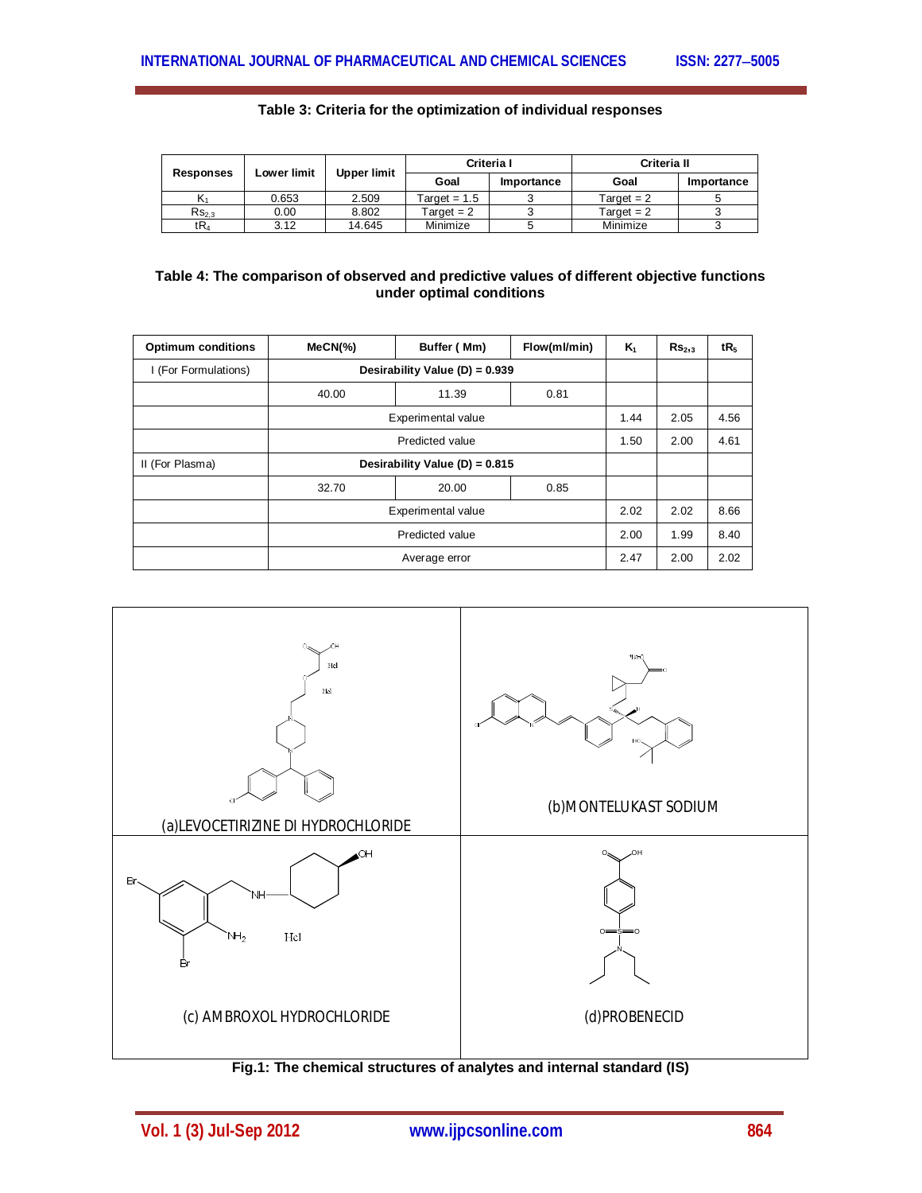**Table 3: Criteria for the optimization of individual responses**

| Responses | Lower limit | Upper limit | Criteria I | | Criteria II | |
|---|---|---|---|---|---|---|
| | | | Goal | Importance | Goal | Importance |
| $K_1$ | 0.653 | 2.509 | Target = 1.5 | 3 | Target = 2 | 5 |
| $Rs_{2,3}$ | 0.00 | 8.802 | Target = 2 | 3 | Target = 2 | 3 |
| $tR_4$ | 3.12 | 14.645 | Minimize | 5 | Minimize | 3 |

**Table 4: The comparison of observed and predictive values of different objective functions under optimal conditions**

| Optimum conditions | MeCN(%) | Buffer ( Mm) | Flow(ml/min) | $K_1$ | $Rs_{2,3}$ | $tR_5$ |
|---|---|---|---|---|---|---|
| I (For Formulations) | **Desirability Value (D) = 0.939** | | | | | |
| | 40.00 | 11.39 | 0.81 | | | |
| | Experimental value | | | 1.44 | 2.05 | 4.56 |
| | Predicted value | | | 1.50 | 2.00 | 4.61 |
| II (For Plasma) | **Desirability Value (D) = 0.815** | | | | | |
| | 32.70 | 20.00 | 0.85 | | | |
| | Experimental value | | | 2.02 | 2.02 | 8.66 |
| | Predicted value | | | 2.00 | 1.99 | 8.40 |
| | Average error | | | 2.47 | 2.00 | 2.02 |

(a) LEVOCETIRIZINE DI HYDROCHLORIDE

(b) MONTELUKAST SODIUM

(c) AMBROXOL HYDROCHLORIDE

(d) PROBENECID

**Fig.1: The chemical structures of analytes and internal standard (IS)**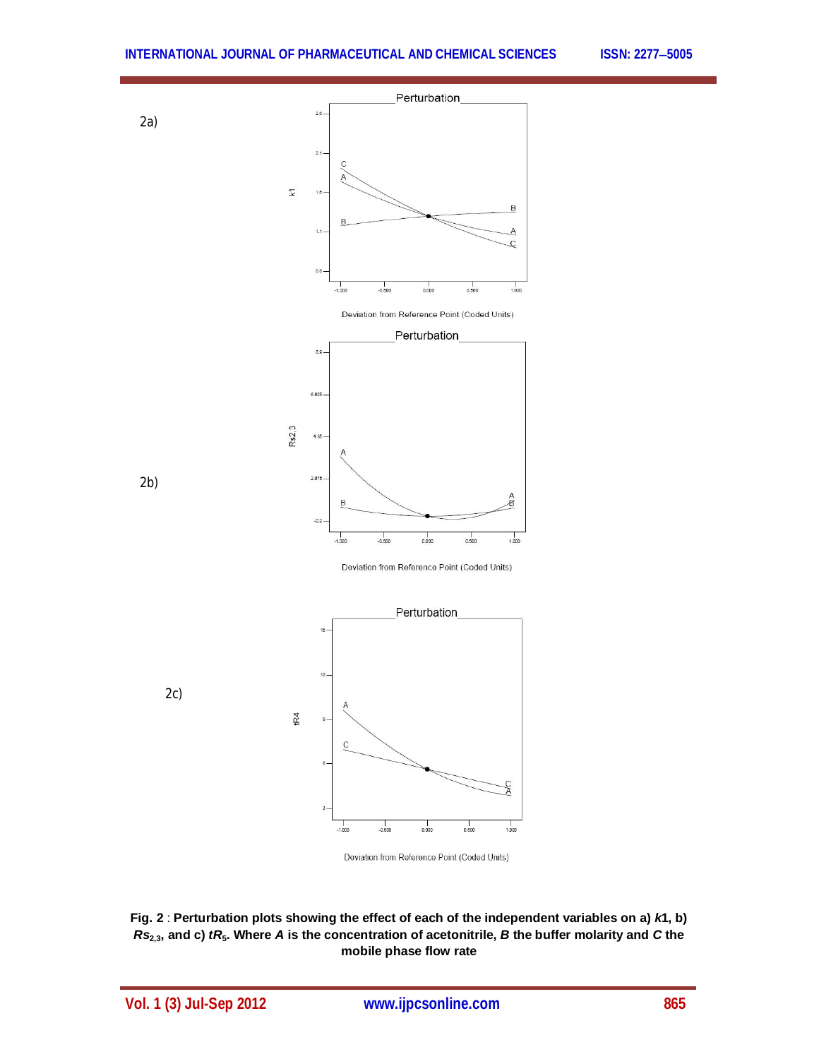2a)

2b)

2c)

**Fig. 2** : **Perturbation plots showing the effect of each of the independent variables on a) $k1$, b) $Rs_{2,3}$, and c) $tR_5$. Where *A* is the concentration of acetonitrile, *B* the buffer molarity and *C* the mobile phase flow rate**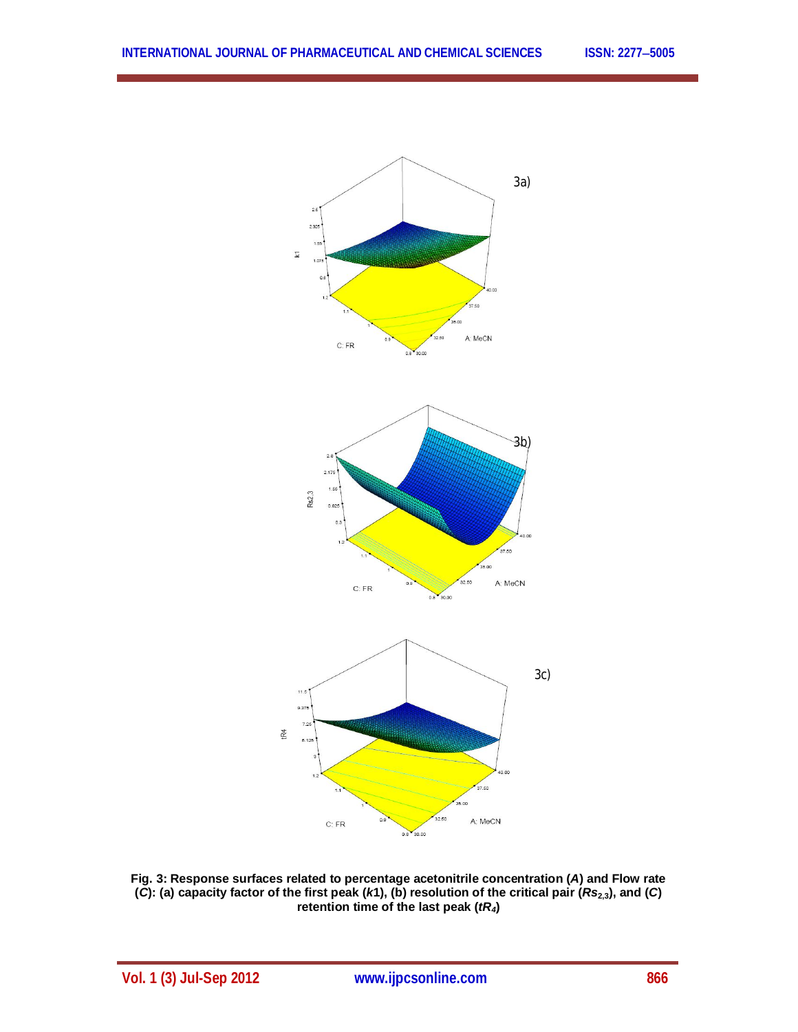**Fig. 3: Response surfaces related to percentage acetonitrile concentration (*A*) and Flow rate (*C*): (a) capacity factor of the first peak (*k*1), (b) resolution of the critical pair ($Rs_{2,3}$), and (*C*) retention time of the last peak ($tR_4$)**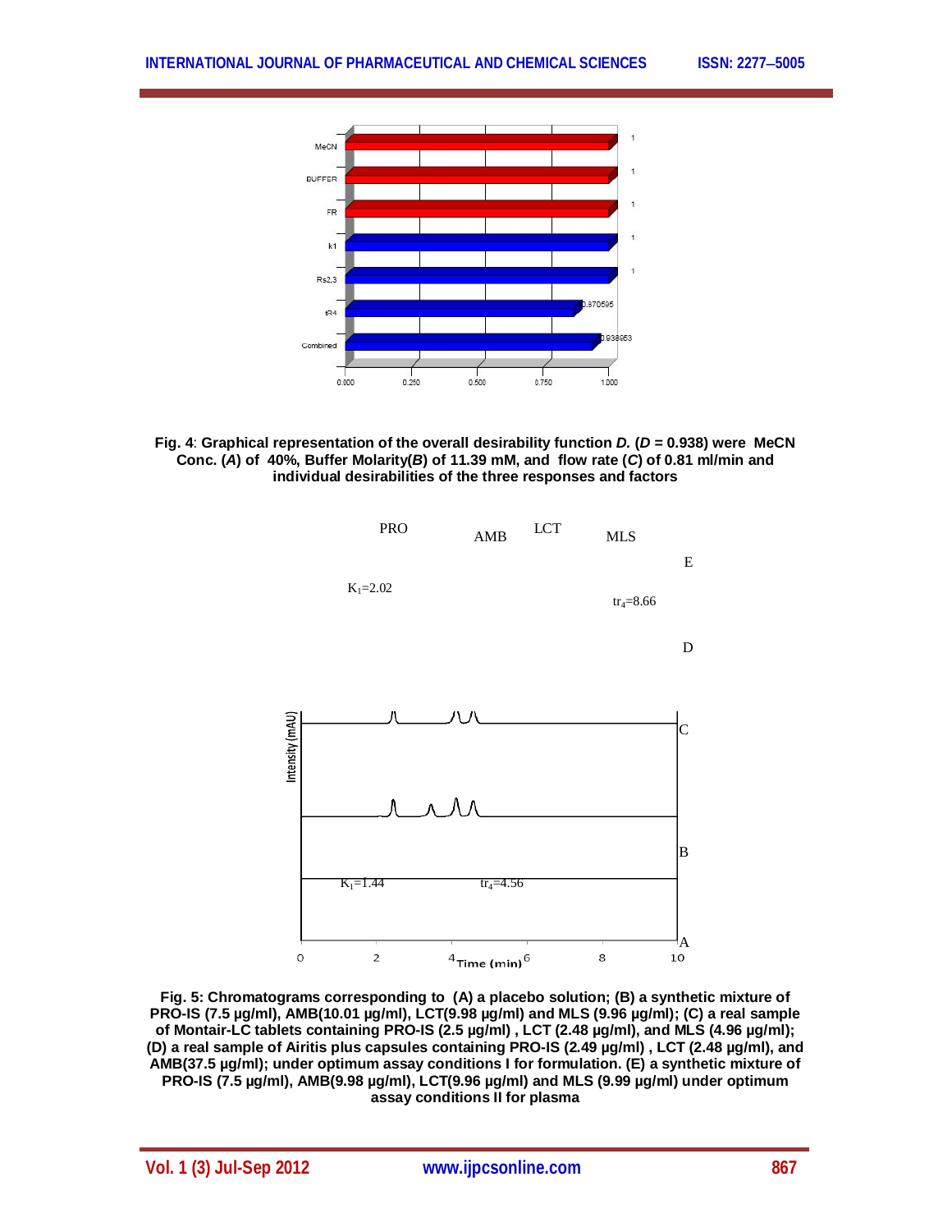**Fig. 4**: **Graphical representation of the overall desirability function *D.* (*D* = 0.938) were MeCN Conc. (*A*) of 40%, Buffer Molarity(*B*) of 11.39 mM, and flow rate (*C*) of 0.81 ml/min and individual desirabilities of the three responses and factors**

**Fig. 5: Chromatograms corresponding to (A) a placebo solution; (B) a synthetic mixture of PRO-IS (7.5 µg/ml), AMB(10.01 µg/ml), LCT(9.98 µg/ml) and MLS (9.96 µg/ml); (C) a real sample of Montair-LC tablets containing PRO-IS (2.5 µg/ml) , LCT (2.48 µg/ml), and MLS (4.96 µg/ml); (D) a real sample of Airitis plus capsules containing PRO-IS (2.49 µg/ml) , LCT (2.48 µg/ml), and AMB(37.5 µg/ml); under optimum assay conditions I for formulation. (E) a synthetic mixture of PRO-IS (7.5 µg/ml), AMB(9.98 µg/ml), LCT(9.96 µg/ml) and MLS (9.99 µg/ml) under optimum assay conditions II for plasma**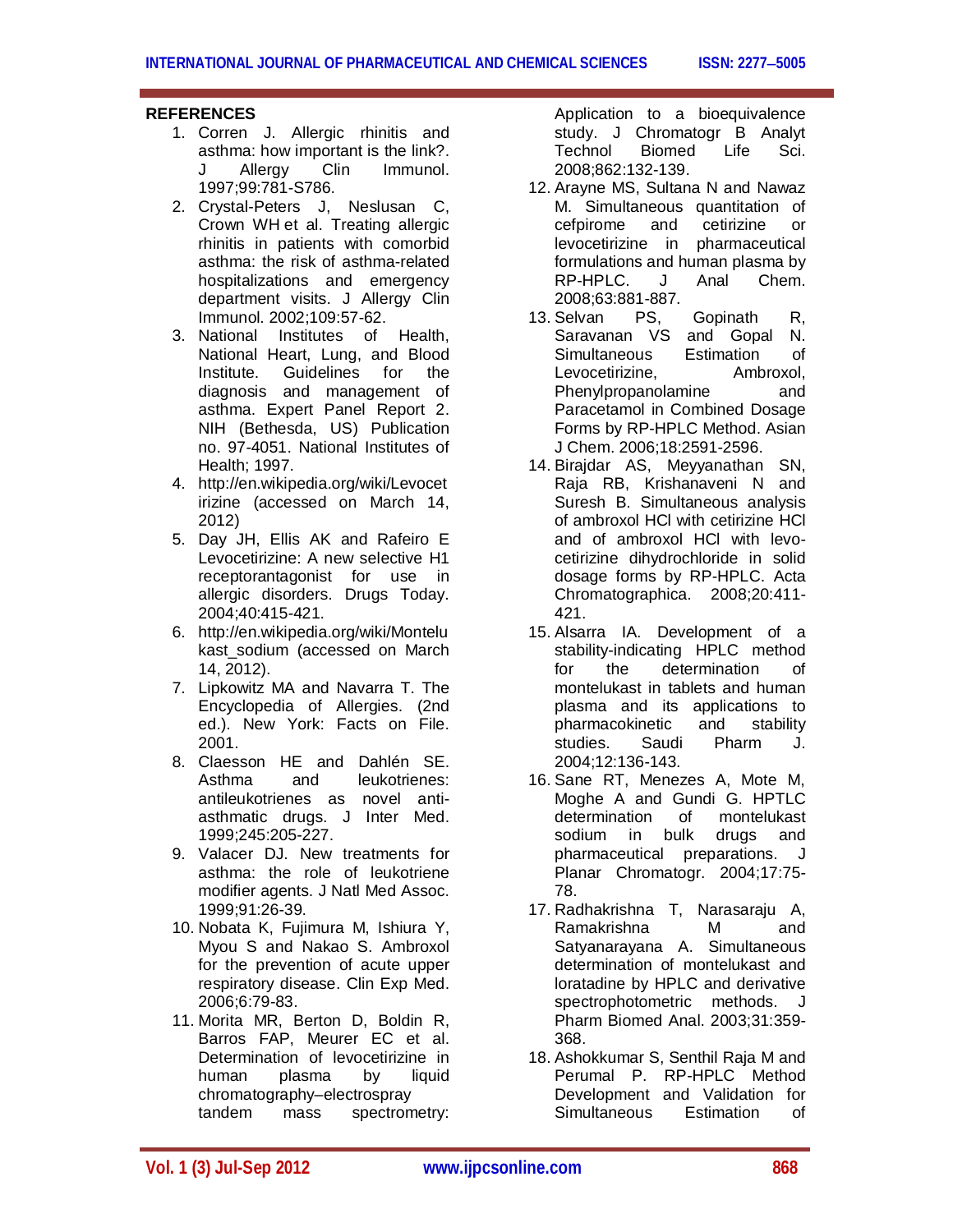## REFERENCES

1. Corren J. Allergic rhinitis and asthma: how important is the link?. J Allergy Clin Immunol. 1997;99:781-S786.
2. Crystal-Peters J, Neslusan C, Crown WH et al. Treating allergic rhinitis in patients with comorbid asthma: the risk of asthma-related hospitalizations and emergency department visits. J Allergy Clin Immunol. 2002;109:57-62.
3. National Institutes of Health, National Heart, Lung, and Blood Institute. Guidelines for the diagnosis and management of asthma. Expert Panel Report 2. NIH (Bethesda, US) Publication no. 97-4051. National Institutes of Health; 1997.
4. http://en.wikipedia.org/wiki/Levocetirizine (accessed on March 14, 2012)
5. Day JH, Ellis AK and Rafeiro E Levocetirizine: A new selective H1 receptorantagonist for use in allergic disorders. Drugs Today. 2004;40:415-421.
6. http://en.wikipedia.org/wiki/Montelukast_sodium (accessed on March 14, 2012).
7. Lipkowitz MA and Navarra T. The Encyclopedia of Allergies. (2nd ed.). New York: Facts on File. 2001.
8. Claesson HE and Dahlén SE. Asthma and leukotrienes: antileukotrienes as novel anti-asthmatic drugs. J Inter Med. 1999;245:205-227.
9. Valacer DJ. New treatments for asthma: the role of leukotriene modifier agents. J Natl Med Assoc. 1999;91:26-39.
10. Nobata K, Fujimura M, Ishiura Y, Myou S and Nakao S. Ambroxol for the prevention of acute upper respiratory disease. Clin Exp Med. 2006;6:79-83.
11. Morita MR, Berton D, Boldin R, Barros FAP, Meurer EC et al. Determination of levocetirizine in human plasma by liquid chromatography–electrospray tandem mass spectrometry: Application to a bioequivalence study. J Chromatogr B Analyt Technol Biomed Life Sci. 2008;862:132-139.
12. Arayne MS, Sultana N and Nawaz M. Simultaneous quantitation of cefpirome and cetirizine or levocetirizine in pharmaceutical formulations and human plasma by RP-HPLC. J Anal Chem. 2008;63:881-887.
13. Selvan PS, Gopinath R, Saravanan VS and Gopal N. Simultaneous Estimation of Levocetirizine, Ambroxol, Phenylpropanolamine and Paracetamol in Combined Dosage Forms by RP-HPLC Method. Asian J Chem. 2006;18:2591-2596.
14. Birajdar AS, Meyyanathan SN, Raja RB, Krishanaveni N and Suresh B. Simultaneous analysis of ambroxol HCl with cetirizine HCl and of ambroxol HCl with levo-cetirizine dihydrochloride in solid dosage forms by RP-HPLC. Acta Chromatographica. 2008;20:411-421.
15. Alsarra IA. Development of a stability-indicating HPLC method for the determination of montelukast in tablets and human plasma and its applications to pharmacokinetic and stability studies. Saudi Pharm J. 2004;12:136-143.
16. Sane RT, Menezes A, Mote M, Moghe A and Gundi G. HPTLC determination of montelukast sodium in bulk drugs and pharmaceutical preparations. J Planar Chromatogr. 2004;17:75-78.
17. Radhakrishna T, Narasaraju A, Ramakrishna M and Satyanarayana A. Simultaneous determination of montelukast and loratadine by HPLC and derivative spectrophotometric methods. J Pharm Biomed Anal. 2003;31:359-368.
18. Ashokkumar S, Senthil Raja M and Perumal P. RP-HPLC Method Development and Validation for Simultaneous Estimation of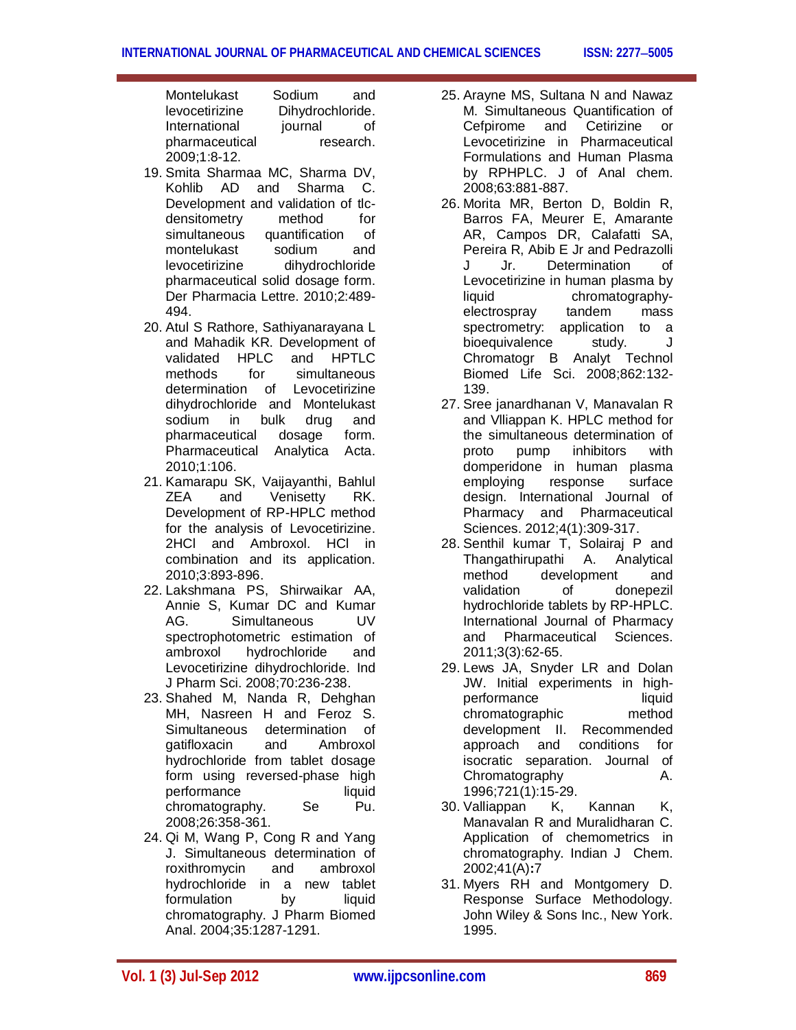Montelukast Sodium and levocetirizine Dihydrochloride. International journal of pharmaceutical research. 2009;1:8-12.

19. Smita Sharmaa MC, Sharma DV, Kohlib AD and Sharma C. Development and validation of tlc-densitometry method for simultaneous quantification of montelukast sodium and levocetirizine dihydrochloride pharmaceutical solid dosage form. Der Pharmacia Lettre. 2010;2:489-494.
20. Atul S Rathore, Sathiyanarayana L and Mahadik KR. Development of validated HPLC and HPTLC methods for simultaneous determination of Levocetirizine dihydrochloride and Montelukast sodium in bulk drug and pharmaceutical dosage form. Pharmaceutical Analytica Acta. 2010;1:106.
21. Kamarapu SK, Vaijayanthi, Bahlul ZEA and Venisetty RK. Development of RP-HPLC method for the analysis of Levocetirizine. 2HCl and Ambroxol. HCl in combination and its application. 2010;3:893-896.
22. Lakshmana PS, Shirwaikar AA, Annie S, Kumar DC and Kumar AG. Simultaneous UV spectrophotometric estimation of ambroxol hydrochloride and Levocetirizine dihydrochloride. Ind J Pharm Sci. 2008;70:236-238.
23. Shahed M, Nanda R, Dehghan MH, Nasreen H and Feroz S. Simultaneous determination of gatifloxacin and Ambroxol hydrochloride from tablet dosage form using reversed-phase high performance liquid chromatography. Se Pu. 2008;26:358-361.
24. Qi M, Wang P, Cong R and Yang J. Simultaneous determination of roxithromycin and ambroxol hydrochloride in a new tablet formulation by liquid chromatography. J Pharm Biomed Anal. 2004;35:1287-1291.
25. Arayne MS, Sultana N and Nawaz M. Simultaneous Quantification of Cefpirome and Cetirizine or Levocetirizine in Pharmaceutical Formulations and Human Plasma by RPHPLC. J of Anal chem. 2008;63:881-887.
26. Morita MR, Berton D, Boldin R, Barros FA, Meurer E, Amarante AR, Campos DR, Calafatti SA, Pereira R, Abib E Jr and Pedrazolli J Jr. Determination of Levocetirizine in human plasma by liquid chromatography-electrospray tandem mass spectrometry: application to a bioequivalence study. J Chromatogr B Analyt Technol Biomed Life Sci. 2008;862:132-139.
27. Sree janardhanan V, Manavalan R and Vlliappan K. HPLC method for the simultaneous determination of proto pump inhibitors with domperidone in human plasma employing response surface design. International Journal of Pharmacy and Pharmaceutical Sciences. 2012;4(1):309-317.
28. Senthil kumar T, Solairaj P and Thangathirupathi A. Analytical method development and validation of donepezil hydrochloride tablets by RP-HPLC. International Journal of Pharmacy and Pharmaceutical Sciences. 2011;3(3):62-65.
29. Lews JA, Snyder LR and Dolan JW. Initial experiments in high-performance liquid chromatographic method development II. Recommended approach and conditions for isocratic separation. Journal of Chromatography A. 1996;721(1):15-29.
30. Valliappan K, Kannan K, Manavalan R and Muralidharan C. Application of chemometrics in chromatography. Indian J Chem. 2002;41(A):7
31. Myers RH and Montgomery D. Response Surface Methodology. John Wiley & Sons Inc., New York. 1995.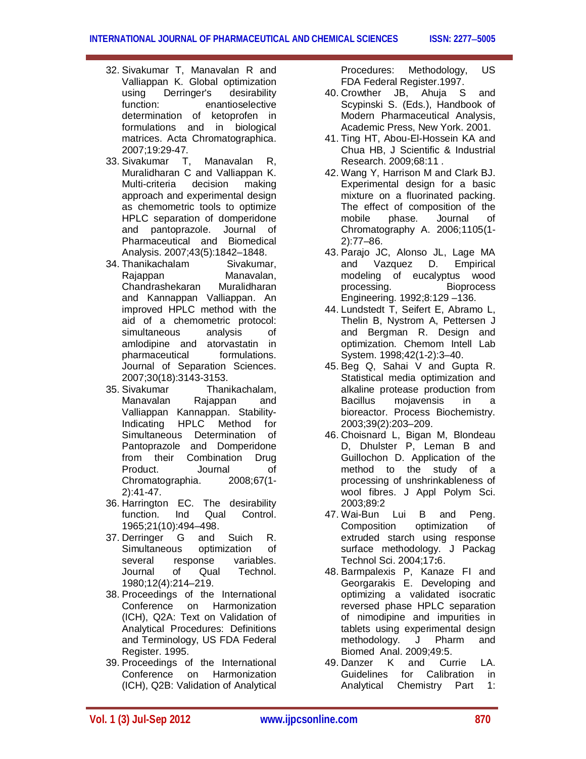32. Sivakumar T, Manavalan R and Valliappan K. Global optimization using Derringer's desirability function: enantioselective determination of ketoprofen in formulations and in biological matrices. Acta Chromatographica. 2007;19:29-47.
33. Sivakumar T, Manavalan R, Muralidharan C and Valliappan K. Multi-criteria decision making approach and experimental design as chemometric tools to optimize HPLC separation of domperidone and pantoprazole. Journal of Pharmaceutical and Biomedical Analysis. 2007;43(5):1842–1848.
34. Thanikachalam Sivakumar, Rajappan Manavalan, Chandrashekaran Muralidharan and Kannappan Valliappan. An improved HPLC method with the aid of a chemometric protocol: simultaneous analysis of amlodipine and atorvastatin in pharmaceutical formulations. Journal of Separation Sciences. 2007;30(18):3143-3153.
35. Sivakumar Thanikachalam, Manavalan Rajappan and Valliappan Kannappan. Stability-Indicating HPLC Method for Simultaneous Determination of Pantoprazole and Domperidone from their Combination Drug Product. Journal of Chromatographia. 2008;67(1-2):41-47.
36. Harrington EC. The desirability function. Ind Qual Control. 1965;21(10):494–498.
37. Derringer G and Suich R. Simultaneous optimization of several response variables. Journal of Qual Technol. 1980;12(4):214–219.
38. Proceedings of the International Conference on Harmonization (ICH), Q2A: Text on Validation of Analytical Procedures: Definitions and Terminology, US FDA Federal Register. 1995.
39. Proceedings of the International Conference on Harmonization (ICH), Q2B: Validation of Analytical Procedures: Methodology, US FDA Federal Register.1997.
40. Crowther JB, Ahuja S and Scypinski S. (Eds.), Handbook of Modern Pharmaceutical Analysis, Academic Press, New York. 2001.
41. Ting HT, Abou-El-Hossein KA and Chua HB, J Scientific & Industrial Research. 2009;68:11 .
42. Wang Y, Harrison M and Clark BJ. Experimental design for a basic mixture on a fluorinated packing. The effect of composition of the mobile phase. Journal of Chromatography A. 2006;1105(1-2):77–86.
43. Parajo JC, Alonso JL, Lage MA and Vazquez D. Empirical modeling of eucalyptus wood processing. Bioprocess Engineering. 1992;8:129 –136.
44. Lundstedt T, Seifert E, Abramo L, Thelin B, Nystrom A, Pettersen J and Bergman R. Design and optimization. Chemom Intell Lab System. 1998;42(1-2):3–40.
45. Beg Q, Sahai V and Gupta R. Statistical media optimization and alkaline protease production from Bacillus mojavensis in a bioreactor. Process Biochemistry. 2003;39(2):203–209.
46. Choisnard L, Bigan M, Blondeau D, Dhulster P, Leman B and Guillochon D. Application of the method to the study of a processing of unshrinkableness of wool fibres. J Appl Polym Sci. 2003;89:2
47. Wai-Bun Lui B and Peng. Composition optimization of extruded starch using response surface methodology. J Packag Technol Sci. 2004;17:6.
48. Barmpalexis P, Kanaze FI and Georgarakis E. Developing and optimizing a validated isocratic reversed phase HPLC separation of nimodipine and impurities in tablets using experimental design methodology. J Pharm and Biomed Anal. 2009;49:5.
49. Danzer K and Currie LA. Guidelines for Calibration in Analytical Chemistry Part 1: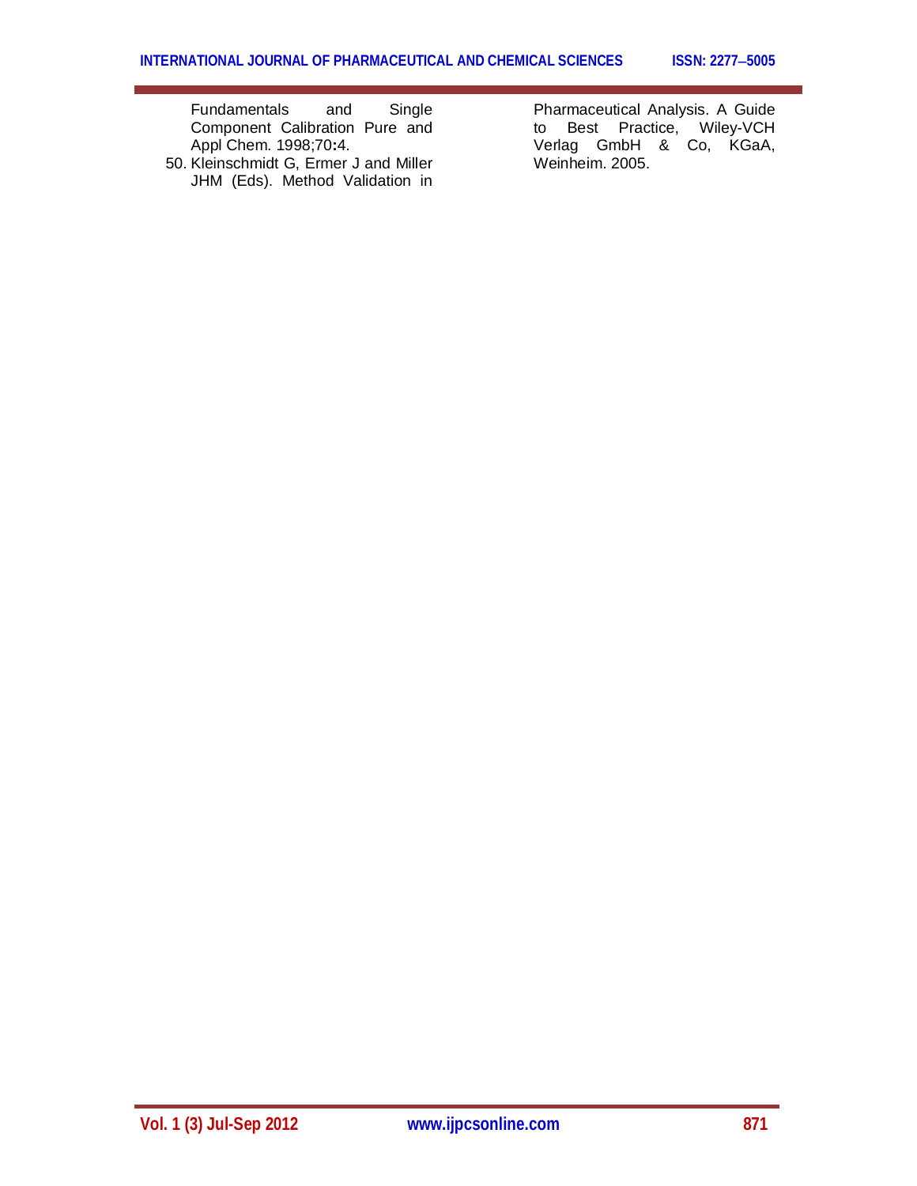Fundamentals and Single Component Calibration Pure and Appl Chem. 1998;70**:**4.

50. Kleinschmidt G, Ermer J and Miller JHM (Eds). Method Validation in Pharmaceutical Analysis. A Guide to Best Practice, Wiley-VCH Verlag GmbH & Co, KGaA, Weinheim. 2005.